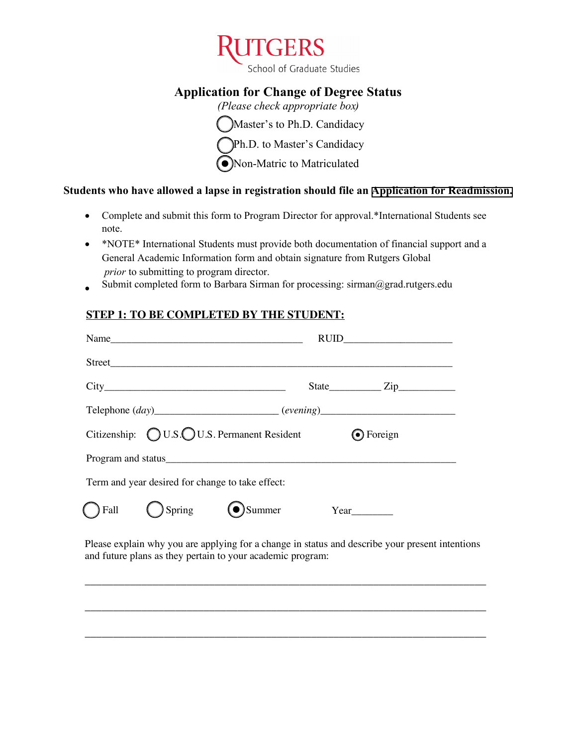RUTGERS
School of Graduate Studies

# Application for Change of Degree Status

*(Please check appropriate box)*

◯ Master's to Ph.D. Candidacy
◯ Ph.D. to Master's Candidacy
◉ Non-Matric to Matriculated

**Students who have allowed a lapse in registration should file an Application for Readmission.**

- Complete and submit this form to Program Director for approval.*International Students see note.
- *NOTE* International Students must provide both documentation of financial support and a General Academic Information form and obtain signature from Rutgers Global *prior* to submitting to program director.
- Submit completed form to Barbara Sirman for processing: sirman@grad.rutgers.edu

## STEP 1: TO BE COMPLETED BY THE STUDENT:

Name_______________________________________ RUID_____________________

Street_________________________________________________________________

City___________________________________ State__________ Zip___________

Telephone (*day*)________________________ (*evening*)__________________________

Citizenship: ◯ U.S. ◯ U.S. Permanent Resident ◉ Foreign

Program and status_______________________________________________________

Term and year desired for change to take effect:

◯ Fall ◯ Spring ◉ Summer Year________

Please explain why you are applying for a change in status and describe your present intentions and future plans as they pertain to your academic program:

_______________________________________________________________________

_______________________________________________________________________

_______________________________________________________________________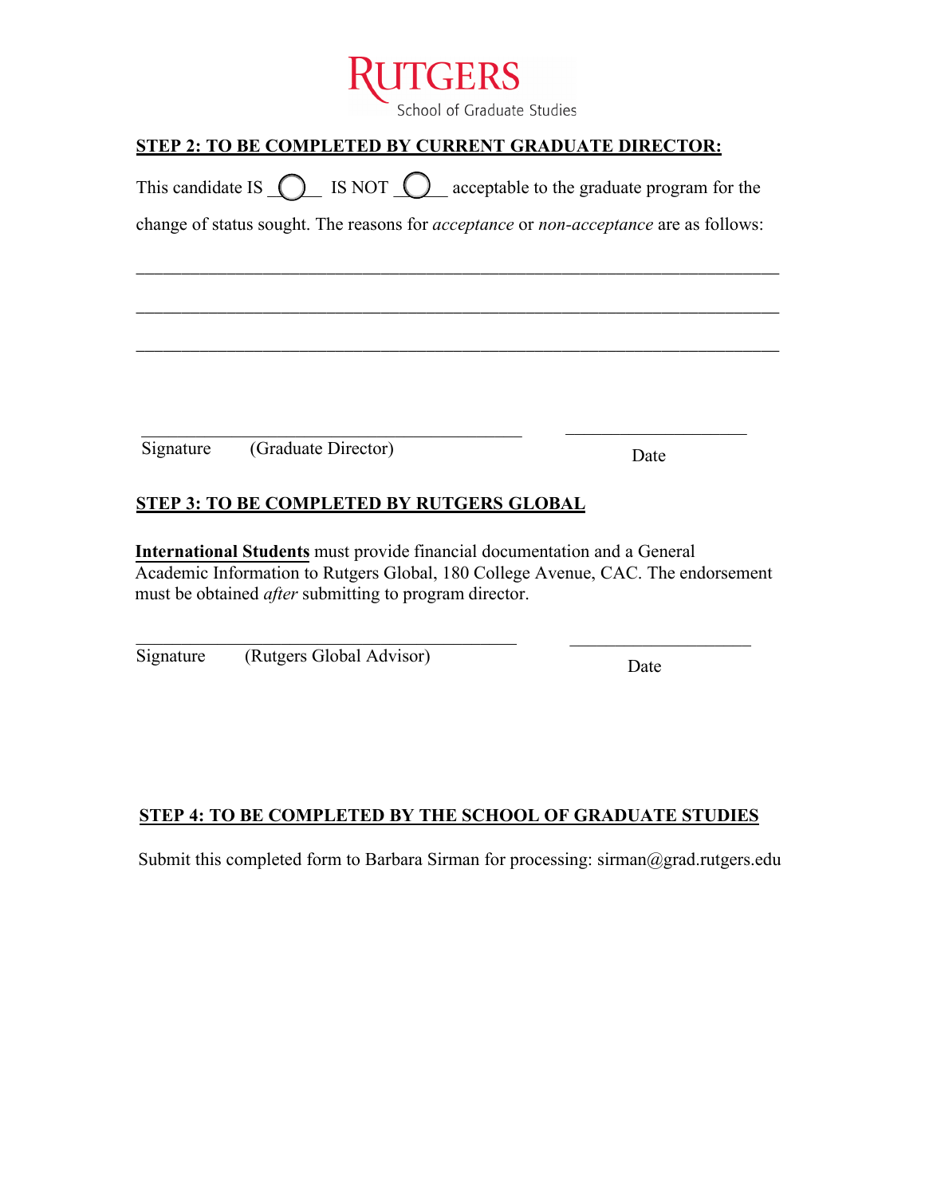RUTGERS
School of Graduate Studies

**STEP 2: TO BE COMPLETED BY CURRENT GRADUATE DIRECTOR:**

This candidate IS ◯ IS NOT ◯ acceptable to the graduate program for the change of status sought. The reasons for *acceptance* or *non-acceptance* are as follows:

________________________________________________________________

________________________________________________________________

________________________________________________________________

________________________________________ ____________________

Signature (Graduate Director) Date

**STEP 3: TO BE COMPLETED BY RUTGERS GLOBAL**

**International Students** must provide financial documentation and a General Academic Information to Rutgers Global, 180 College Avenue, CAC. The endorsement must be obtained *after* submitting to program director.

________________________________________ ____________________

Signature (Rutgers Global Advisor) Date

**STEP 4: TO BE COMPLETED BY THE SCHOOL OF GRADUATE STUDIES**

Submit this completed form to Barbara Sirman for processing: sirman@grad.rutgers.edu